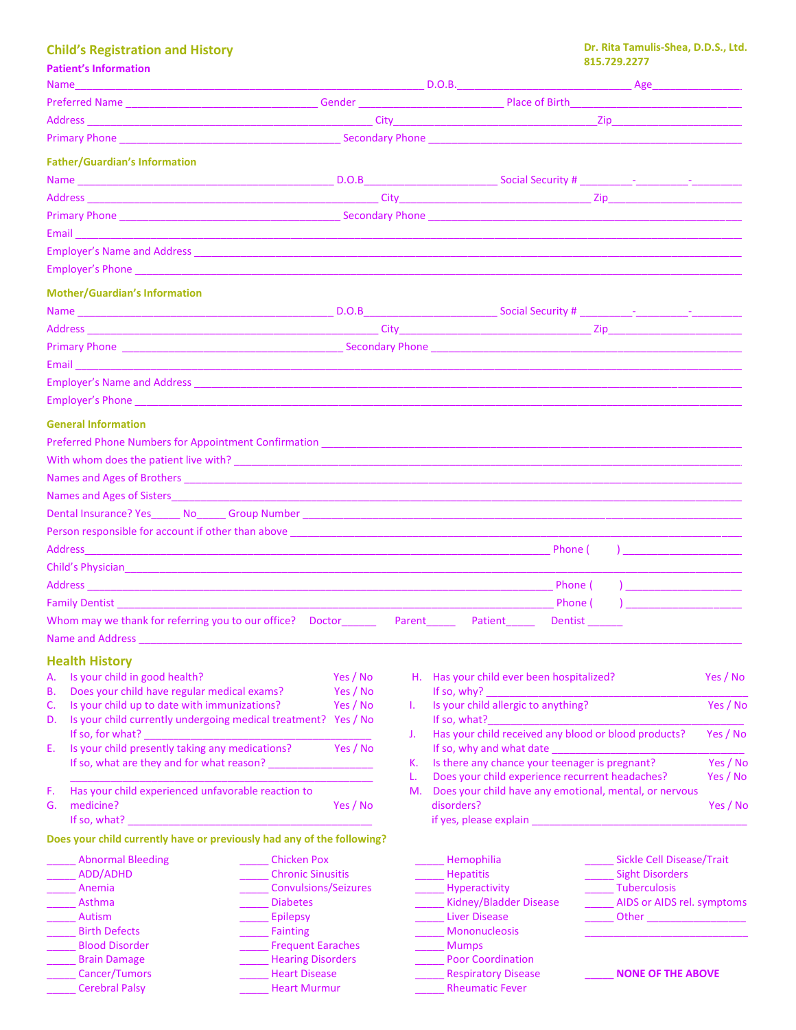## Child's Registration and History

**Dr. Rita Tamulis-Shea, D.D.S., Ltd.**
**815.729.2277**

### Patient's Information

Name_____________________________________________ D.O.B.____________________________ Age______________.

Preferred Name ______________________________ Gender _______________________ Place of Birth____________________________

Address ____________________________________________ City_______________________________Zip______________________

Primary Phone ____________________________________ Secondary Phone ___________________________________________________

### Father/Guardian's Information

Name _________________________________________ D.O.B______________________ Social Security # _________-_________-_________

Address _____________________________________________ City_______________________________ Zip_______________________

Primary Phone ____________________________________ Secondary Phone ___________________________________________________

Email ___________________________________________________________________________________________________________

Employer's Name and Address ______________________________________________________________________________________

Employer's Phone _________________________________________________________________________________________________

### Mother/Guardian's Information

Name _________________________________________ D.O.B______________________ Social Security # _________-_________-_________

Address _____________________________________________ City_______________________________ Zip_______________________

Primary Phone ____________________________________ Secondary Phone ___________________________________________________

Email ___________________________________________________________________________________________________________

Employer's Name and Address ______________________________________________________________________________________

Employer's Phone _________________________________________________________________________________________________

### General Information

Preferred Phone Numbers for Appointment Confirmation ______________________________________________________________________

With whom does the patient live with? _____________________________________________________________________________________

Names and Ages of Brothers ______________________________________________________________________________________________

Names and Ages of Sisters________________________________________________________________________________________________

Dental Insurance? Yes_____ No_____ Group Number ___________________________________________________________________________

Person responsible for account if other than above ___________________________________________________________________________

Address______________________________________________________________________________ Phone (      ) ____________________

Child's Physician_______________________________________________________________________________________________________

Address ______________________________________________________________________________ Phone (      ) ____________________

Family Dentist _________________________________________________________________________ Phone (      ) ____________________

Whom may we thank for referring you to our office? Doctor______ Parent_____ Patient_____ Dentist ______

Name and Address ______________________________________________________________________________________________________

## Health History

A. Is your child in good health? Yes / No

B. Does your child have regular medical exams? Yes / No

C. Is your child up to date with immunizations? Yes / No

D. Is your child currently undergoing medical treatment? Yes / No
   If so, for what? ____________________________________________

E. Is your child presently taking any medications? Yes / No
   If so, what are they and for what reason? ___________________
   ______________________________________________________

F. Has your child experienced unfavorable reaction to

G. medicine? Yes / No
   If so, what? ____________________________________________

H. Has your child ever been hospitalized? Yes / No
   If so, why? _____________________________________________

I. Is your child allergic to anything? Yes / No
   If so, what?_____________________________________________

J. Has your child received any blood or blood products? Yes / No
   If so, why and what date ___________________________________

K. Is there any chance your teenager is pregnant? Yes / No

L. Does your child experience recurrent headaches? Yes / No

M. Does your child have any emotional, mental, or nervous disorders? Yes / No
   if yes, please explain ____________________________________

**Does your child currently have or previously had any of the following?**

_____ Abnormal Bleeding
_____ ADD/ADHD
_____ Anemia
_____ Asthma
_____ Autism
_____ Birth Defects
_____ Blood Disorder
_____ Brain Damage
_____ Cancer/Tumors
_____ Cerebral Palsy
_____ Chicken Pox
_____ Chronic Sinusitis
_____ Convulsions/Seizures
_____ Diabetes
_____ Epilepsy
_____ Fainting
_____ Frequent Earaches
_____ Hearing Disorders
_____ Heart Disease
_____ Heart Murmur
_____ Hemophilia
_____ Hepatitis
_____ Hyperactivity
_____ Kidney/Bladder Disease
_____ Liver Disease
_____ Mononucleosis
_____ Mumps
_____ Poor Coordination
_____ Respiratory Disease
_____ Rheumatic Fever
_____ Sickle Cell Disease/Trait
_____ Sight Disorders
_____ Tuberculosis
_____ AIDS or AIDS rel. symptoms
_____ Other _________________
____________________________

**_____ NONE OF THE ABOVE**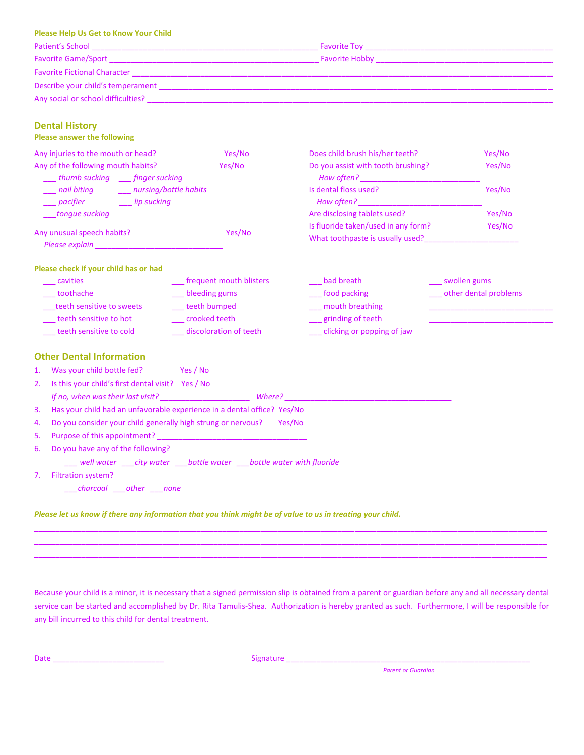**Please Help Us Get to Know Your Child**

Patient's School ______________________________ Favorite Toy ______________________________

Favorite Game/Sport ______________________________ Favorite Hobby ______________________________

Favorite Fictional Character ____________________________________________________________

Describe your child's temperament ____________________________________________________________

Any social or school difficulties? ____________________________________________________________

## Dental History

**Please answer the following**

Any injuries to the mouth or head? Yes/No

Any of the following mouth habits? Yes/No

- ___ *thumb sucking* ___ *finger sucking*
- ___ *nail biting* ___ *nursing/bottle habits*
- ___ *pacifier* ___ *lip sucking*
- ___*tongue sucking*

Any unusual speech habits? Yes/No

*Please explain* ______________________________

Does child brush his/her teeth? Yes/No

Do you assist with tooth brushing? Yes/No

*How often?* ______________________________

Is dental floss used? Yes/No

*How often?* ______________________________

Are disclosing tablets used? Yes/No

Is fluoride taken/used in any form? Yes/No

What toothpaste is usually used?______________________

**Please check if your child has or had**

| | | | |
|---|---|---|---|
| ___ cavities | ___ frequent mouth blisters | ___ bad breath | ___ swollen gums |
| ___ toothache | ___ bleeding gums | ___ food packing | ___ other dental problems |
| ___teeth sensitive to sweets | ___ teeth bumped | ___ mouth breathing | ______________________ |
| ___ teeth sensitive to hot | ___ crooked teeth | ___ grinding of teeth | ______________________ |
| ___ teeth sensitive to cold | ___ discoloration of teeth | ___ clicking or popping of jaw | |

## Other Dental Information

1. Was your child bottle fed? Yes / No
2. Is this your child's first dental visit? Yes / No

   *If no, when was their last visit?* ____________________ *Where?* ______________________________
3. Has your child had an unfavorable experience in a dental office? Yes/No
4. Do you consider your child generally high strung or nervous? Yes/No
5. Purpose of this appointment? ______________________________
6. Do you have any of the following?

   ___ *well water* ___*city water* ___*bottle water* ___*bottle water with fluoride*
7. Filtration system?

   ___*charcoal* ___*other* ___*none*

***Please let us know if there any information that you think might be of value to us in treating your child.***

____________________________________________________________

____________________________________________________________

____________________________________________________________

Because your child is a minor, it is necessary that a signed permission slip is obtained from a parent or guardian before any and all necessary dental service can be started and accomplished by Dr. Rita Tamulis-Shea. Authorization is hereby granted as such. Furthermore, I will be responsible for any bill incurred to this child for dental treatment.

Date ______________________ Signature ______________________________

*Parent or Guardian*